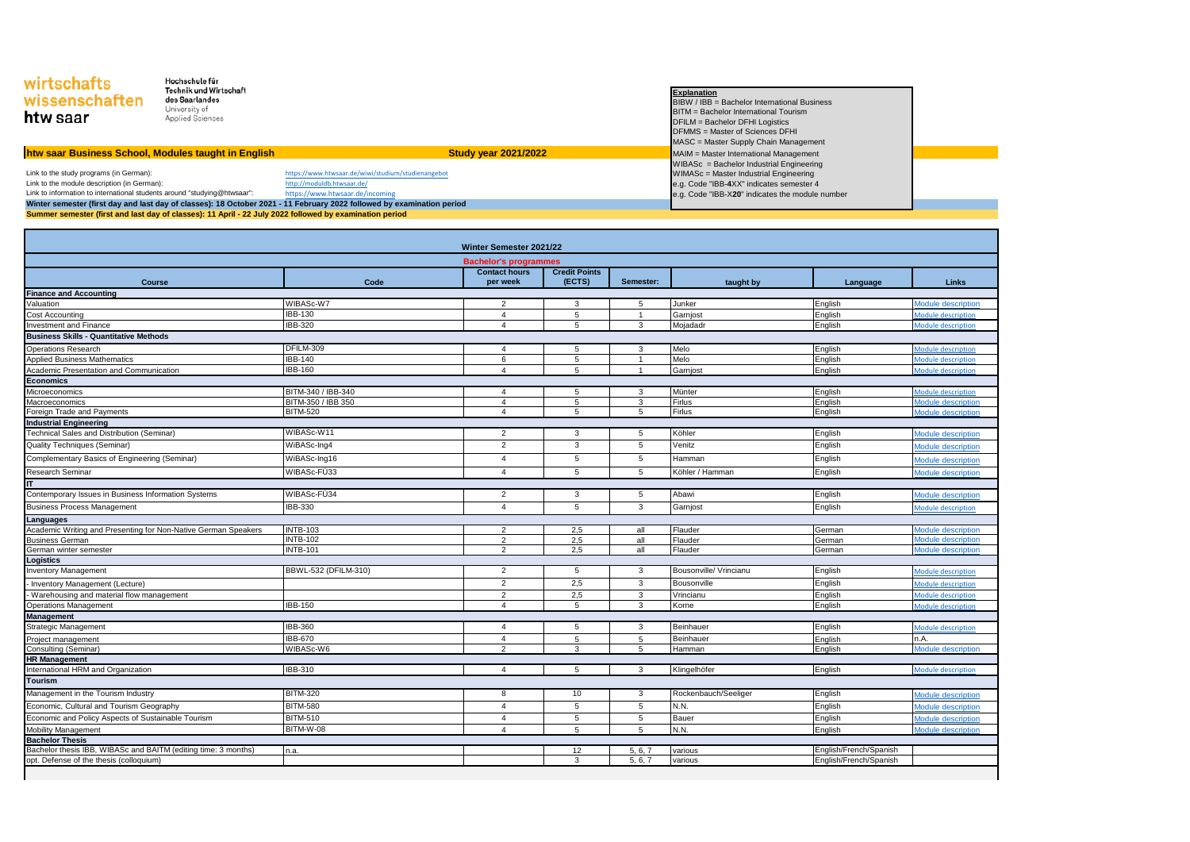wirtschafts wissenschaften htw saar

Hochschule für Technik und Wirtschaft des Saarlandes
University of Applied Sciences

**Explanation**
BIBW / IBB = Bachelor International Business
BITM = Bachelor International Tourism
DFILM = Bachelor DFHI Logistics
DFMMS = Master of Sciences DFHI
MASC = Master Supply Chain Management
MAIM = Master International Management
WIBASc = Bachelor Industrial Engineering
WIMASc = Master Industrial Engineering
e.g. Code "IBB-**4**XX" indicates semester 4
e.g. Code "IBB-X**20**" indicates the module number

## htw saar Business School, Modules taught in English — Study year 2021/2022

Link to the study programs (in German): https://www.htwsaar.de/wiwi/studium/studienangebot
Link to the module description (in German): http://moduldb.htwsaar.de/
Link to information to international students around "studying@htwsaar": https://www.htwsaar.de/incoming

**Winter semester (first day and last day of classes): 18 October 2021 - 11 February 2022 followed by examination period**
**Summer semester (first and last day of classes): 11 April - 22 July 2022 followed by examination period**

### Winter Semester 2021/22 — Bachelor's programmes

| Course | Code | Contact hours per week | Credit Points (ECTS) | Semester: | taught by | Language | Links |
|---|---|---|---|---|---|---|---|
| **Finance and Accounting** | | | | | | | |
| Valuation | WIBASc-W7 | 2 | 3 | 5 | Junker | English | Module description |
| Cost Accounting | IBB-130 | 4 | 5 | 1 | Garnjost | English | Module description |
| Investment and Finance | IBB-320 | 4 | 5 | 3 | Mojadadr | English | Module description |
| **Business Skills - Quantitative Methods** | | | | | | | |
| Operations Research | DFILM-309 | 4 | 5 | 3 | Melo | English | Module description |
| Applied Business Mathematics | IBB-140 | 6 | 5 | 1 | Melo | English | Module description |
| Academic Presentation and Communication | IBB-160 | 4 | 5 | 1 | Garnjost | English | Module description |
| **Economics** | | | | | | | |
| Microeconomics | BITM-340 / IBB-340 | 4 | 5 | 3 | Münter | English | Module description |
| Macroeconomics | BITM-350 / IBB 350 | 4 | 5 | 3 | Firlus | English | Module description |
| Foreign Trade and Payments | BITM-520 | 4 | 5 | 5 | Firlus | English | Module description |
| **Industrial Engineering** | | | | | | | |
| Technical Sales and Distribution (Seminar) | WIBASc-W11 | 2 | 3 | 5 | Köhler | English | Module description |
| Quality Techniques (Seminar) | WIBASc-Ing4 | 2 | 3 | 5 | Venitz | English | Module description |
| Complementary Basics of Engineering (Seminar) | WIBASc-Ing16 | 4 | 5 | 5 | Hamman | English | Module description |
| Research Seminar | WIBASc-FÜ33 | 4 | 5 | 5 | Köhler / Hamman | English | Module description |
| **IT** | | | | | | | |
| Contemporary Issues in Business Information Systems | WIBASc-FÜ34 | 2 | 3 | 5 | Abawi | English | Module description |
| Business Process Management | IBB-330 | 4 | 5 | 3 | Garnjost | English | Module description |
| **Languages** | | | | | | | |
| Academic Writing and Presenting for Non-Native German Speakers | INTB-103 | 2 | 2,5 | all | Flauder | German | Module description |
| Business German | INTB-102 | 2 | 2,5 | all | Flauder | German | Module description |
| German winter semester | INTB-101 | 2 | 2,5 | all | Flauder | German | Module description |
| **Logistics** | | | | | | | |
| Inventory Management | BBWL-532 (DFILM-310) | 2 | 5 | 3 | Bousonville/ Vrincianu | English | Module description |
| - Inventory Management (Lecture) | | 2 | 2,5 | 3 | Bousonville | English | Module description |
| - Warehousing and material flow management | | 2 | 2,5 | 3 | Vrincianu | English | Module description |
| Operations Management | IBB-150 | 4 | 5 | 3 | Korne | English | Module description |
| **Management** | | | | | | | |
| Strategic Management | IBB-360 | 4 | 5 | 3 | Beinhauer | English | Module description |
| Project management | IBB-670 | 4 | 5 | 5 | Beinhauer | English | n.A. |
| Consulting (Seminar) | WIBASc-W6 | 2 | 3 | 5 | Hamman | English | Module description |
| **HR Management** | | | | | | | |
| International HRM and Organization | IBB-310 | 4 | 5 | 3 | Klingelhöfer | English | Module description |
| **Tourism** | | | | | | | |
| Management in the Tourism Industry | BITM-320 | 8 | 10 | 3 | Rockenbauch/Seeliger | English | Module description |
| Economic, Cultural and Tourism Geography | BITM-580 | 4 | 5 | 5 | N.N. | English | Module description |
| Economic and Policy Aspects of Sustainable Tourism | BITM-510 | 4 | 5 | 5 | Bauer | English | Module description |
| Mobility Management | BITM-W-08 | 4 | 5 | 5 | N.N. | English | Module description |
| **Bachelor Thesis** | | | | | | | |
| Bachelor thesis IBB, WIBASc and BAITM (editing time: 3 months) | n.a. | | 12 | 5, 6, 7 | various | English/French/Spanish | |
| opt. Defense of the thesis (colloquium) | | | 3 | 5, 6, 7 | various | English/French/Spanish | |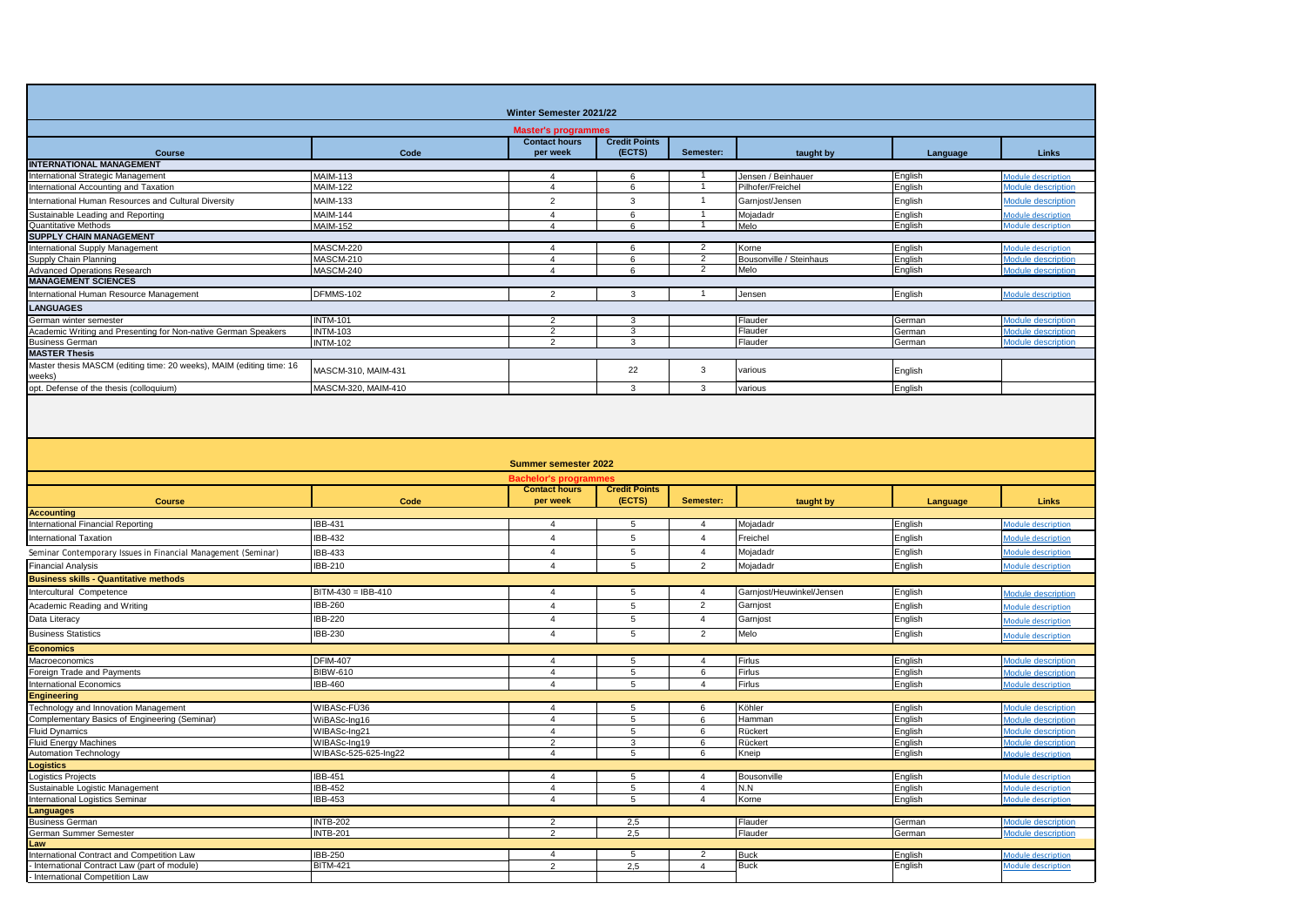## Winter Semester 2021/22

### Master's programmes

| Course | Code | Contact hours per week | Credit Points (ECTS) | Semester: | taught by | Language | Links |
|---|---|---|---|---|---|---|---|
| **INTERNATIONAL MANAGEMENT** | | | | | | | |
| International Strategic Management | MAIM-113 | 4 | 6 | 1 | Jensen / Beinhauer | English | Module description |
| International Accounting and Taxation | MAIM-122 | 4 | 6 | 1 | Pilhofer/Freichel | English | Module description |
| International Human Resources and Cultural Diversity | MAIM-133 | 2 | 3 | 1 | Garnjost/Jensen | English | Module description |
| Sustainable Leading and Reporting | MAIM-144 | 4 | 6 | 1 | Mojadadr | English | Module description |
| Quantitative Methods | MAIM-152 | 4 | 6 | 1 | Melo | English | Module description |
| **SUPPLY CHAIN MANAGEMENT** | | | | | | | |
| International Supply Management | MASCM-220 | 4 | 6 | 2 | Korne | English | Module description |
| Supply Chain Planning | MASCM-210 | 4 | 6 | 2 | Bousonville / Steinhaus | English | Module description |
| Advanced Operations Research | MASCM-240 | 4 | 6 | 2 | Melo | English | Module description |
| **MANAGEMENT SCIENCES** | | | | | | | |
| International Human Resource Management | DFMMS-102 | 2 | 3 | 1 | Jensen | English | Module description |
| **LANGUAGES** | | | | | | | |
| German winter semester | INTM-101 | 2 | 3 | | Flauder | German | Module description |
| Academic Writing and Presenting for Non-native German Speakers | INTM-103 | 2 | 3 | | Flauder | German | Module description |
| Business German | INTM-102 | 2 | 3 | | Flauder | German | Module description |
| **MASTER Thesis** | | | | | | | |
| Master thesis MASCM (editing time: 20 weeks), MAIM (editing time: 16 weeks) | MASCM-310, MAIM-431 | | 22 | 3 | various | English | |
| opt. Defense of the thesis (colloquium) | MASCM-320, MAIM-410 | | 3 | 3 | various | English | |

## Summer semester 2022

### Bachelor's programmes

| Course | Code | Contact hours per week | Credit Points (ECTS) | Semester: | taught by | Language | Links |
|---|---|---|---|---|---|---|---|
| **Accounting** | | | | | | | |
| International Financial Reporting | IBB-431 | 4 | 5 | 4 | Mojadadr | English | Module description |
| International Taxation | IBB-432 | 4 | 5 | 4 | Freichel | English | Module description |
| Seminar Contemporary Issues in Financial Management (Seminar) | IBB-433 | 4 | 5 | 4 | Mojadadr | English | Module description |
| Financial Analysis | IBB-210 | 4 | 5 | 2 | Mojadadr | English | Module description |
| **Business skills - Quantitative methods** | | | | | | | |
| Intercultural Competence | BITM-430 = IBB-410 | 4 | 5 | 4 | Garnjost/Heuwinkel/Jensen | English | Module description |
| Academic Reading and Writing | IBB-260 | 4 | 5 | 2 | Garnjost | English | Module description |
| Data Literacy | IBB-220 | 4 | 5 | 4 | Garnjost | English | Module description |
| Business Statistics | IBB-230 | 4 | 5 | 2 | Melo | English | Module description |
| **Economics** | | | | | | | |
| Macroeconomics | DFIM-407 | 4 | 5 | 4 | Firlus | English | Module description |
| Foreign Trade and Payments | BIBW-610 | 4 | 5 | 6 | Firlus | English | Module description |
| International Economics | IBB-460 | 4 | 5 | 4 | Firlus | English | Module description |
| **Engineering** | | | | | | | |
| Technology and Innovation Management | WIBASc-FÜ36 | 4 | 5 | 6 | Köhler | English | Module description |
| Complementary Basics of Engineering (Seminar) | WiBASc-Ing16 | 4 | 5 | 6 | Hamman | English | Module description |
| Fluid Dynamics | WIBASc-Ing21 | 4 | 5 | 6 | Rückert | English | Module description |
| Fluid Energy Machines | WIBASc-Ing19 | 2 | 3 | 6 | Rückert | English | Module description |
| Automation Technology | WIBASc-525-625-Ing22 | 4 | 5 | 6 | Kneip | English | Module description |
| **Logistics** | | | | | | | |
| Logistics Projects | IBB-451 | 4 | 5 | 4 | Bousonville | English | Module description |
| Sustainable Logistic Management | IBB-452 | 4 | 5 | 4 | N.N | English | Module description |
| International Logistics Seminar | IBB-453 | 4 | 5 | 4 | Korne | English | Module description |
| **Languages** | | | | | | | |
| Business German | INTB-202 | 2 | 2,5 | | Flauder | German | Module description |
| German Summer Semester | INTB-201 | 2 | 2,5 | | Flauder | German | Module description |
| **Law** | | | | | | | |
| International Contract and Competition Law | IBB-250 | 4 | 5 | 2 | Buck | English | Module description |
| - International Contract Law (part of module) | BITM-421 | 2 | 2,5 | 4 | Buck | English | Module description |
| - International Competition Law | | | | | | | |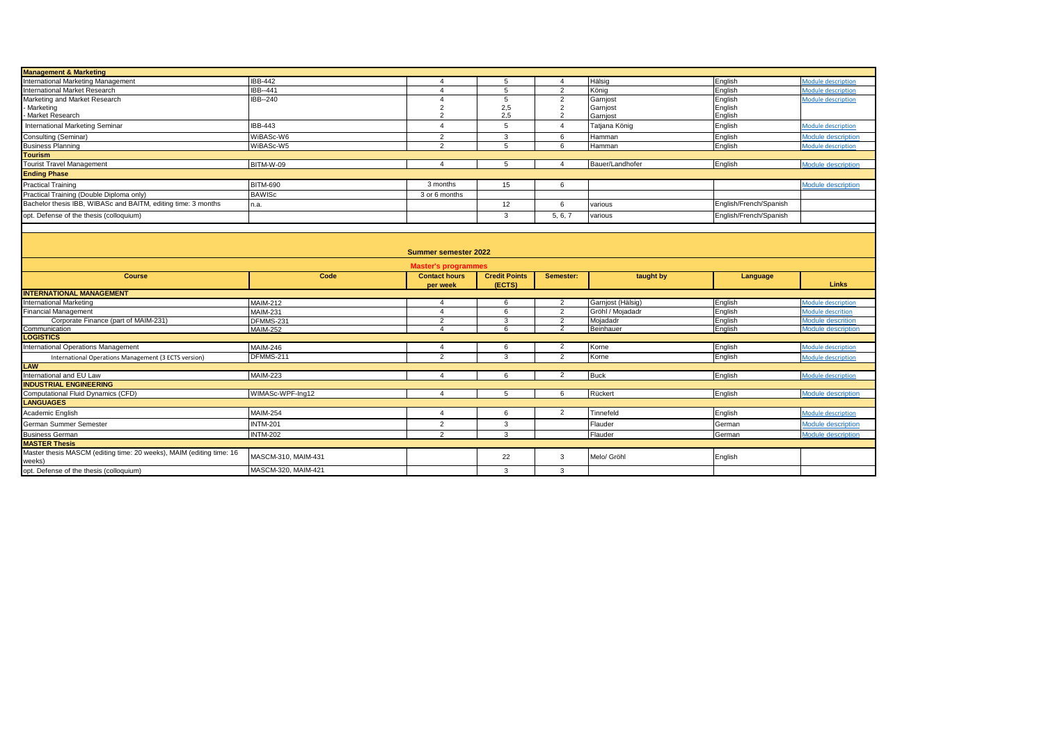| | | | | | | | |
|---|---|---|---|---|---|---|---|
| **Management & Marketing** | | | | | | | |
| International Marketing Management | IBB-442 | 4 | 5 | 4 | Hälsig | English | Module description |
| International Market Research | IBB--441 | 4 | 5 | 2 | König | English | Module description |
| Marketing and Market Research<br>- Marketing<br>- Market Research | IBB--240 | 4<br>2<br>2 | 5<br>2,5<br>2,5 | 2<br>2<br>2 | Garnjost<br>Garnjost<br>Garnjost | English<br>English<br>English | Module description |
| International Marketing Seminar | IBB-443 | 4 | 5 | 4 | Tatjana König | English | Module description |
| Consulting (Seminar) | WiBASc-W6 | 2 | 3 | 6 | Hamman | English | Module description |
| Business Planning | WiBASc-W5 | 2 | 5 | 6 | Hamman | English | Module description |
| **Tourism** | | | | | | | |
| Tourist Travel Management | BITM-W-09 | 4 | 5 | 4 | Bauer/Landhofer | English | Module description |
| **Ending Phase** | | | | | | | |
| Practical Training | BITM-690 | 3 months | 15 | 6 | | | Module description |
| Practical Training (Double Diploma only) | BAWISc | 3 or 6 months | | | | | |
| Bachelor thesis IBB, WIBASc and BAITM, editing time: 3 months | n.a. | | 12 | 6 | various | English/French/Spanish | |
| opt. Defense of the thesis (colloquium) | | | 3 | 5, 6, 7 | various | English/French/Spanish | |

## Summer semester 2022

### Master's programmes

| Course | Code | Contact hours per week | Credit Points (ECTS) | Semester: | taught by | Language | Links |
|---|---|---|---|---|---|---|---|
| **INTERNATIONAL MANAGEMENT** | | | | | | | |
| International Marketing | MAIM-212 | 4 | 6 | 2 | Garnjost (Hälsig) | English | Module description |
| Financial Management | MAIM-231 | 4 | 6 | 2 | Gröhl / Mojadadr | English | Module descrition |
| Corporate Finance (part of MAIM-231) | DFMMS-231 | 2 | 3 | 2 | Mojadadr | English | Module descrition |
| Communication | MAIM-252 | 4 | 6 | 2 | Beinhauer | English | Module description |
| **LOGISTICS** | | | | | | | |
| International Operations Management | MAIM-246 | 4 | 6 | 2 | Korne | English | Module description |
| International Operations Management (3 ECTS version) | DFMMS-211 | 2 | 3 | 2 | Korne | English | Module description |
| **LAW** | | | | | | | |
| International and EU Law | MAIM-223 | 4 | 6 | 2 | Buck | English | Module description |
| **INDUSTRIAL ENGINEERING** | | | | | | | |
| Computational Fluid Dynamics (CFD) | WIMASc-WPF-Ing12 | 4 | 5 | 6 | Rückert | English | Module description |
| **LANGUAGES** | | | | | | | |
| Academic English | MAIM-254 | 4 | 6 | 2 | Tinnefeld | English | Module description |
| German Summer Semester | INTM-201 | 2 | 3 | | Flauder | German | Module description |
| Business German | INTM-202 | 2 | 3 | | Flauder | German | Module description |
| **MASTER Thesis** | | | | | | | |
| Master thesis MASCM (editing time: 20 weeks), MAIM (editing time: 16 weeks) | MASCM-310, MAIM-431 | | 22 | 3 | Melo/ Gröhl | English | |
| opt. Defense of the thesis (colloquium) | MASCM-320, MAIM-421 | | 3 | 3 | | | |